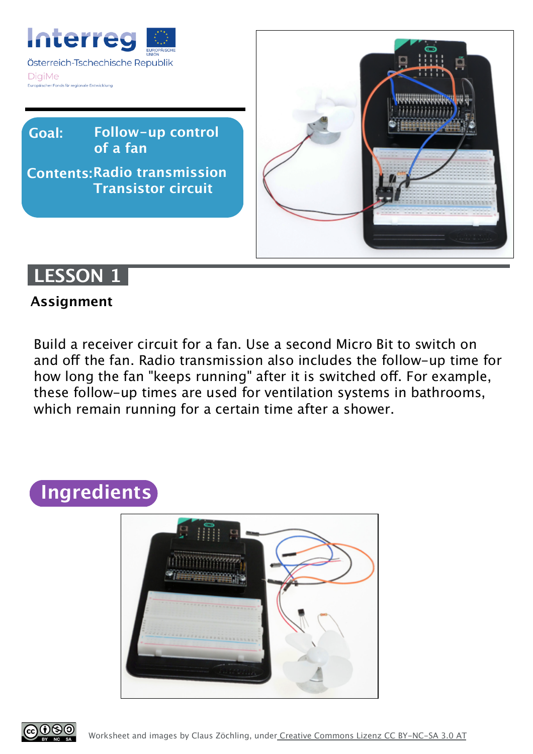**Interreg**

Österreich-Tschechische Republik

DigiMe

Europäischer Fonds für regionale Entwicklung

**Goal:** Follow-up control of a fan

**Contents:** Radio transmission
Transistor circuit

# LESSON 1

### Assignment

Build a receiver circuit for a fan. Use a second Micro Bit to switch on and off the fan. Radio transmission also includes the follow-up time for how long the fan "keeps running" after it is switched off. For example, these follow-up times are used for ventilation systems in bathrooms, which remain running for a certain time after a shower.

## Ingredients

Worksheet and images by Claus Zöchling, under Creative Commons Lizenz CC BY-NC-SA 3.0 AT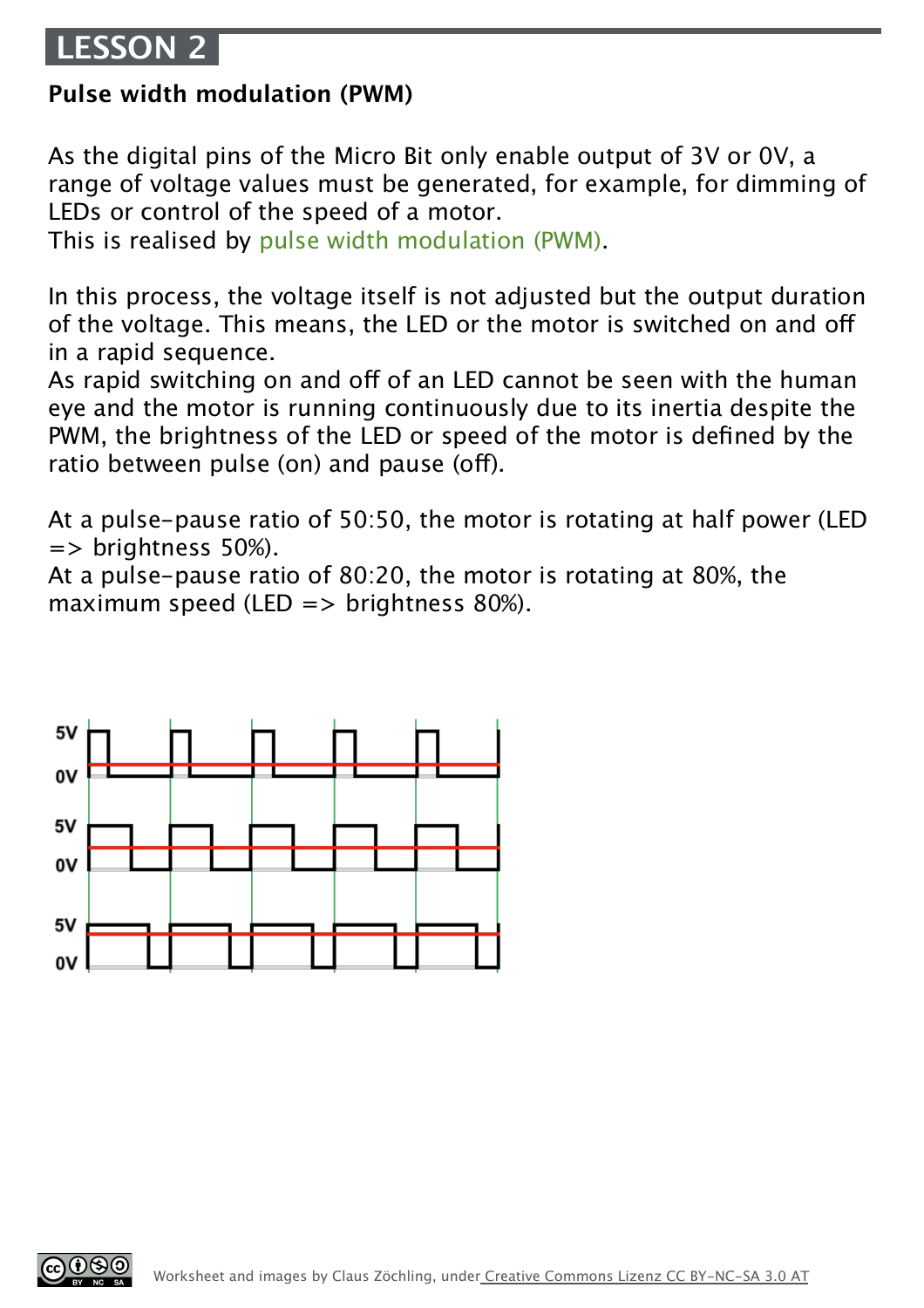## LESSON 2

### Pulse width modulation (PWM)

As the digital pins of the Micro Bit only enable output of 3V or 0V, a range of voltage values must be generated, for example, for dimming of LEDs or control of the speed of a motor.
This is realised by pulse width modulation (PWM).

In this process, the voltage itself is not adjusted but the output duration of the voltage. This means, the LED or the motor is switched on and off in a rapid sequence.
As rapid switching on and off of an LED cannot be seen with the human eye and the motor is running continuously due to its inertia despite the PWM, the brightness of the LED or speed of the motor is defined by the ratio between pulse (on) and pause (off).

At a pulse-pause ratio of 50:50, the motor is rotating at half power (LED => brightness 50%).
At a pulse-pause ratio of 80:20, the motor is rotating at 80%, the maximum speed (LED => brightness 80%).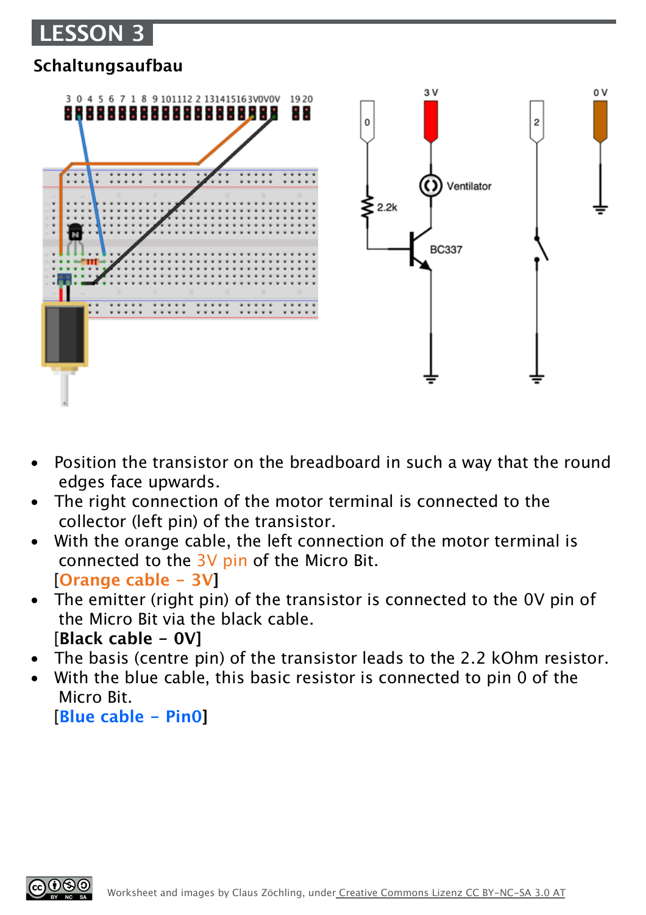# LESSON 3

## Schaltungsaufbau

- Position the transistor on the breadboard in such a way that the round edges face upwards.
- The right connection of the motor terminal is connected to the collector (left pin) of the transistor.
- With the orange cable, the left connection of the motor terminal is connected to the 3V pin of the Micro Bit.
  [**Orange cable – 3V**]
- The emitter (right pin) of the transistor is connected to the 0V pin of the Micro Bit via the black cable.
  [**Black cable – 0V**]
- The basis (centre pin) of the transistor leads to the 2.2 kOhm resistor.
- With the blue cable, this basic resistor is connected to pin 0 of the Micro Bit.
  [**Blue cable – Pin0**]

Worksheet and images by Claus Zöchling, under Creative Commons Lizenz CC BY-NC-SA 3.0 AT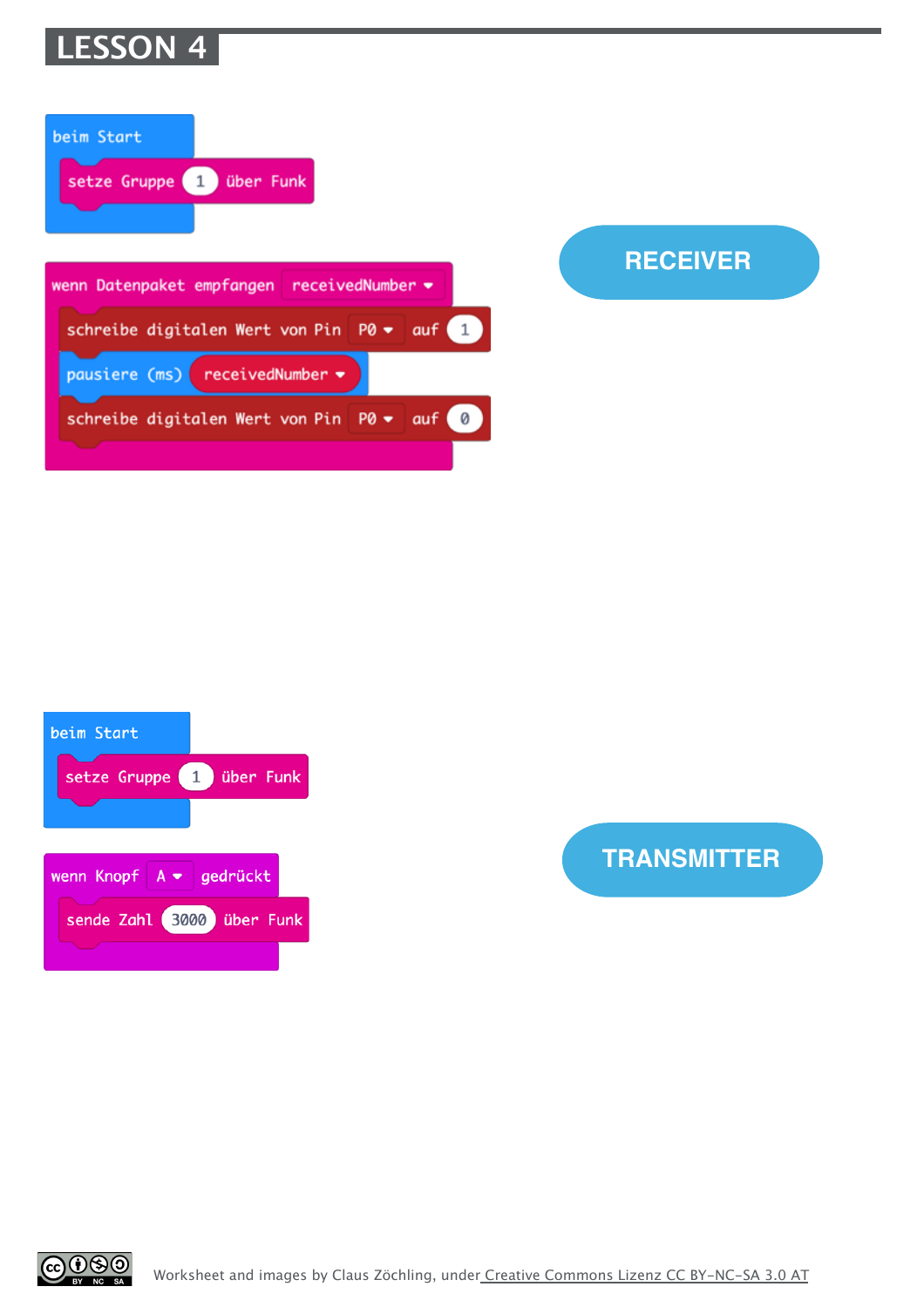# LESSON 4

```
beim Start
    setze Gruppe 1 über Funk
```

```
wenn Datenpaket empfangen receivedNumber
    schreibe digitalen Wert von Pin P0 auf 1
    pausiere (ms) receivedNumber
    schreibe digitalen Wert von Pin P0 auf 0
```

**RECEIVER**

```
beim Start
    setze Gruppe 1 über Funk
```

```
wenn Knopf A gedrückt
    sende Zahl 3000 über Funk
```

**TRANSMITTER**

Worksheet and images by Claus Zöchling, under Creative Commons Lizenz CC BY-NC-SA 3.0 AT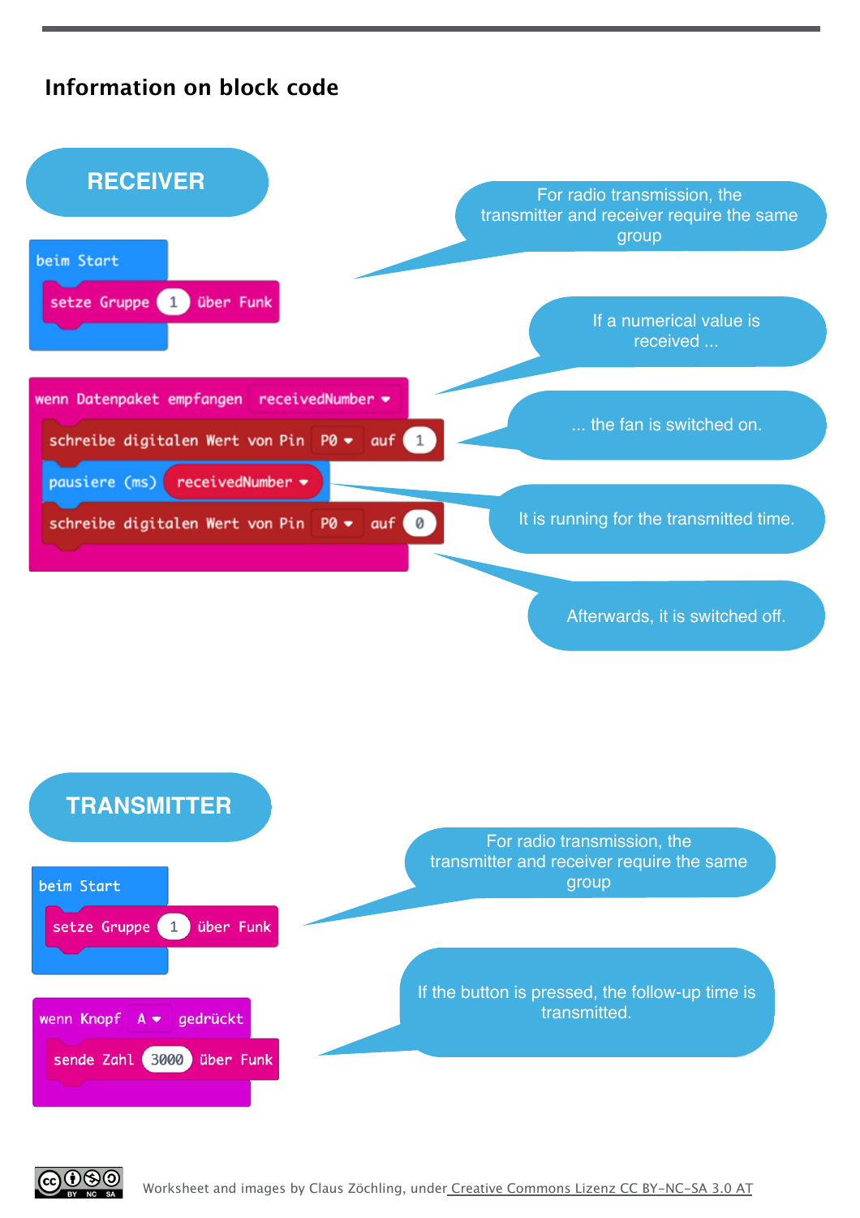## Information on block code

### RECEIVER

```
beim Start
    setze Gruppe 1 über Funk
```

For radio transmission, the transmitter and receiver require the same group

```
wenn Datenpaket empfangen receivedNumber
    schreibe digitalen Wert von Pin P0 auf 1
    pausiere (ms) receivedNumber
    schreibe digitalen Wert von Pin P0 auf 0
```

If a numerical value is received ...

... the fan is switched on.

It is running for the transmitted time.

Afterwards, it is switched off.

### TRANSMITTER

```
beim Start
    setze Gruppe 1 über Funk
```

For radio transmission, the transmitter and receiver require the same group

```
wenn Knopf A gedrückt
    sende Zahl 3000 über Funk
```

If the button is pressed, the follow-up time is transmitted.

Worksheet and images by Claus Zöchling, under Creative Commons Lizenz CC BY-NC-SA 3.0 AT